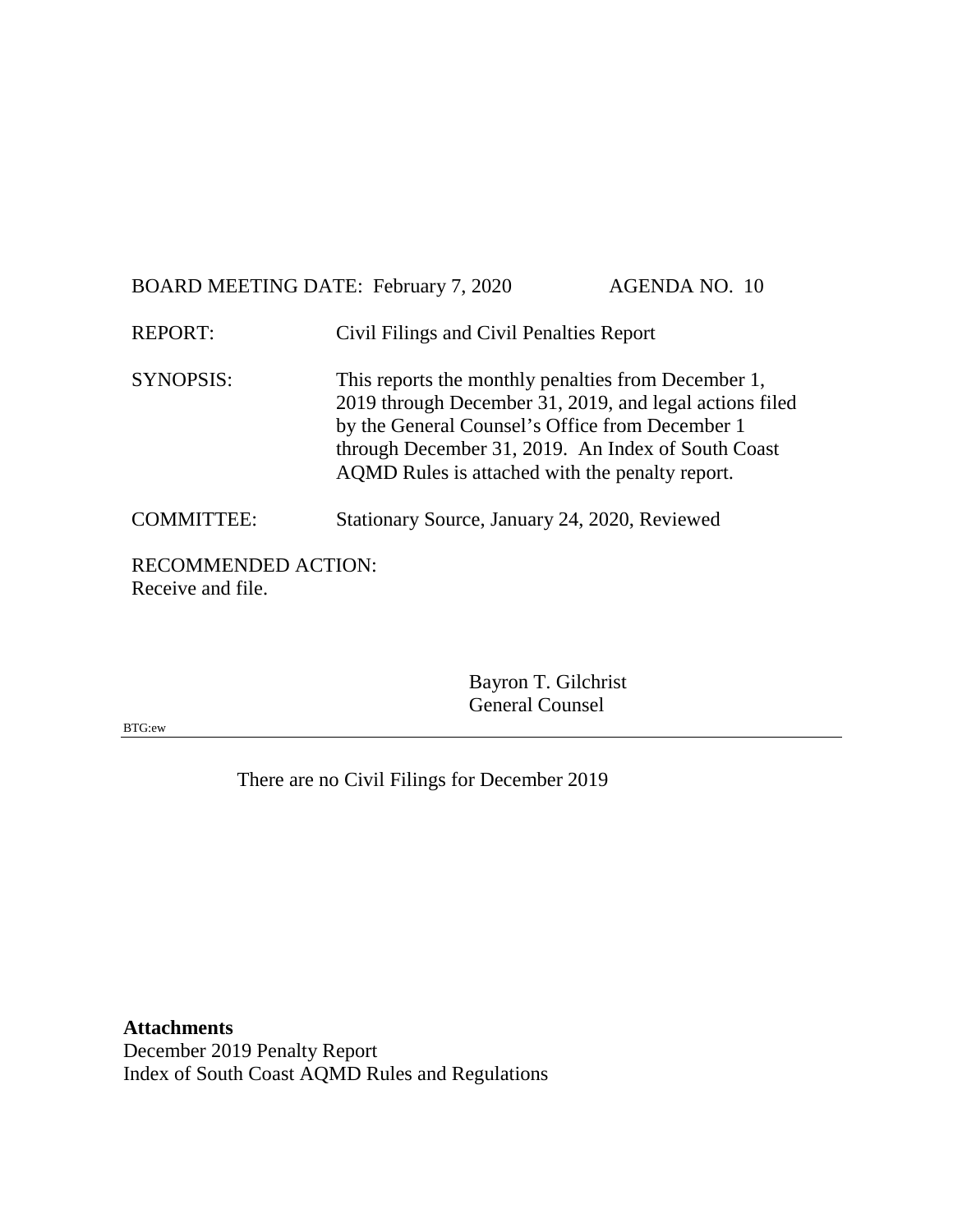BOARD MEETING DATE: February 7, 2020 AGENDA NO. 10

REPORT: Civil Filings and Civil Penalties Report

SYNOPSIS: This reports the monthly penalties from December 1, 2019 through December 31, 2019, and legal actions filed by the General Counsel's Office from December 1 through December 31, 2019. An Index of South Coast AQMD Rules is attached with the penalty report.

COMMITTEE: Stationary Source, January 24, 2020, Reviewed

RECOMMENDED ACTION:
Receive and file.

Bayron T. Gilchrist
General Counsel

BTG:ew

---

There are no Civil Filings for December 2019

**Attachments**
December 2019 Penalty Report
Index of South Coast AQMD Rules and Regulations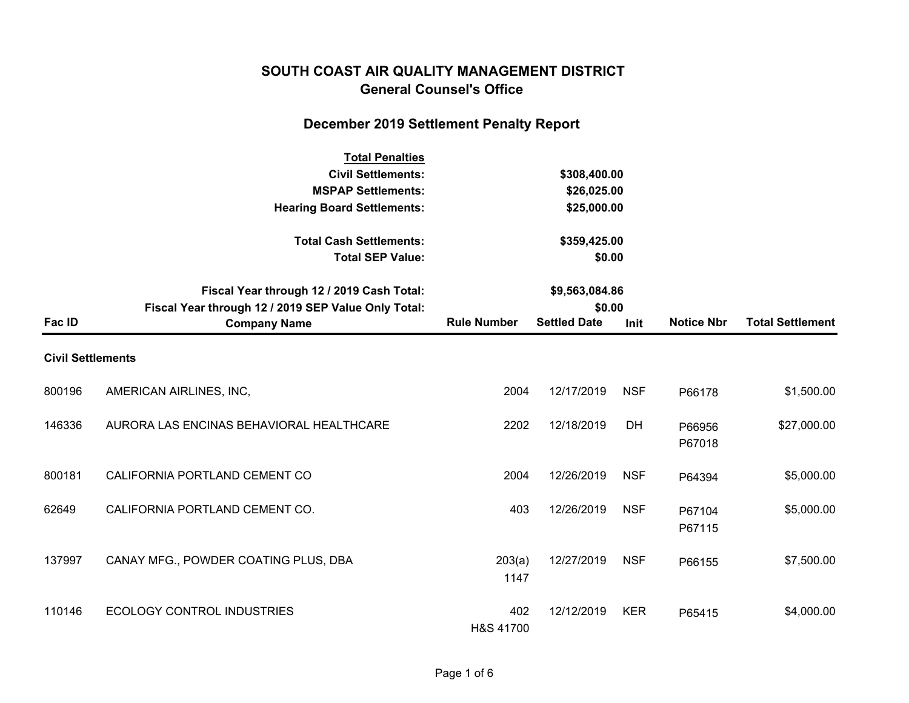# SOUTH COAST AIR QUALITY MANAGEMENT DISTRICT

## General Counsel's Office

## December 2019 Settlement Penalty Report

| **Total Penalties** | |
|---|---|
| **Civil Settlements:** | **$308,400.00** |
| **MSPAP Settlements:** | **$26,025.00** |
| **Hearing Board Settlements:** | **$25,000.00** |
| | |
| **Total Cash Settlements:** | **$359,425.00** |
| **Total SEP Value:** | **$0.00** |
| | |
| **Fiscal Year through 12 / 2019 Cash Total:** | **$9,563,084.86** |
| **Fiscal Year through 12 / 2019 SEP Value Only Total:** | **$0.00** |

| Fac ID | Company Name | Rule Number | Settled Date | Init | Notice Nbr | Total Settlement |
|---|---|---|---|---|---|---|
| **Civil Settlements** | | | | | | |
| 800196 | AMERICAN AIRLINES, INC, | 2004 | 12/17/2019 | NSF | P66178 | $1,500.00 |
| 146336 | AURORA LAS ENCINAS BEHAVIORAL HEALTHCARE | 2202 | 12/18/2019 | DH | P66956<br>P67018 | $27,000.00 |
| 800181 | CALIFORNIA PORTLAND CEMENT CO | 2004 | 12/26/2019 | NSF | P64394 | $5,000.00 |
| 62649 | CALIFORNIA PORTLAND CEMENT CO. | 403 | 12/26/2019 | NSF | P67104<br>P67115 | $5,000.00 |
| 137997 | CANAY MFG., POWDER COATING PLUS, DBA | 203(a)<br>1147 | 12/27/2019 | NSF | P66155 | $7,500.00 |
| 110146 | ECOLOGY CONTROL INDUSTRIES | 402<br>H&S 41700 | 12/12/2019 | KER | P65415 | $4,000.00 |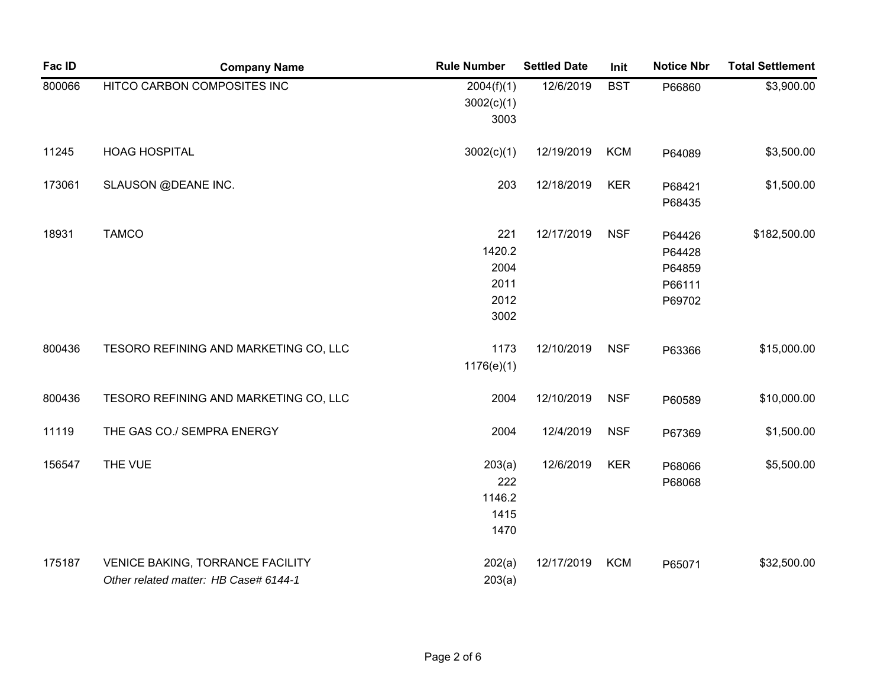| Fac ID | Company Name | Rule Number | Settled Date | Init | Notice Nbr | Total Settlement |
|---|---|---|---|---|---|---|
| 800066 | HITCO CARBON COMPOSITES INC | 2004(f)(1)<br>3002(c)(1)<br>3003 | 12/6/2019 | BST | P66860 | $3,900.00 |
| 11245 | HOAG HOSPITAL | 3002(c)(1) | 12/19/2019 | KCM | P64089 | $3,500.00 |
| 173061 | SLAUSON @DEANE INC. | 203 | 12/18/2019 | KER | P68421<br>P68435 | $1,500.00 |
| 18931 | TAMCO | 221<br>1420.2<br>2004<br>2011<br>2012<br>3002 | 12/17/2019 | NSF | P64426<br>P64428<br>P64859<br>P66111<br>P69702 | $182,500.00 |
| 800436 | TESORO REFINING AND MARKETING CO, LLC | 1173<br>1176(e)(1) | 12/10/2019 | NSF | P63366 | $15,000.00 |
| 800436 | TESORO REFINING AND MARKETING CO, LLC | 2004 | 12/10/2019 | NSF | P60589 | $10,000.00 |
| 11119 | THE GAS CO./ SEMPRA ENERGY | 2004 | 12/4/2019 | NSF | P67369 | $1,500.00 |
| 156547 | THE VUE | 203(a)<br>222<br>1146.2<br>1415<br>1470 | 12/6/2019 | KER | P68066<br>P68068 | $5,500.00 |
| 175187 | VENICE BAKING, TORRANCE FACILITY<br>*Other related matter: HB Case# 6144-1* | 202(a)<br>203(a) | 12/17/2019 | KCM | P65071 | $32,500.00 |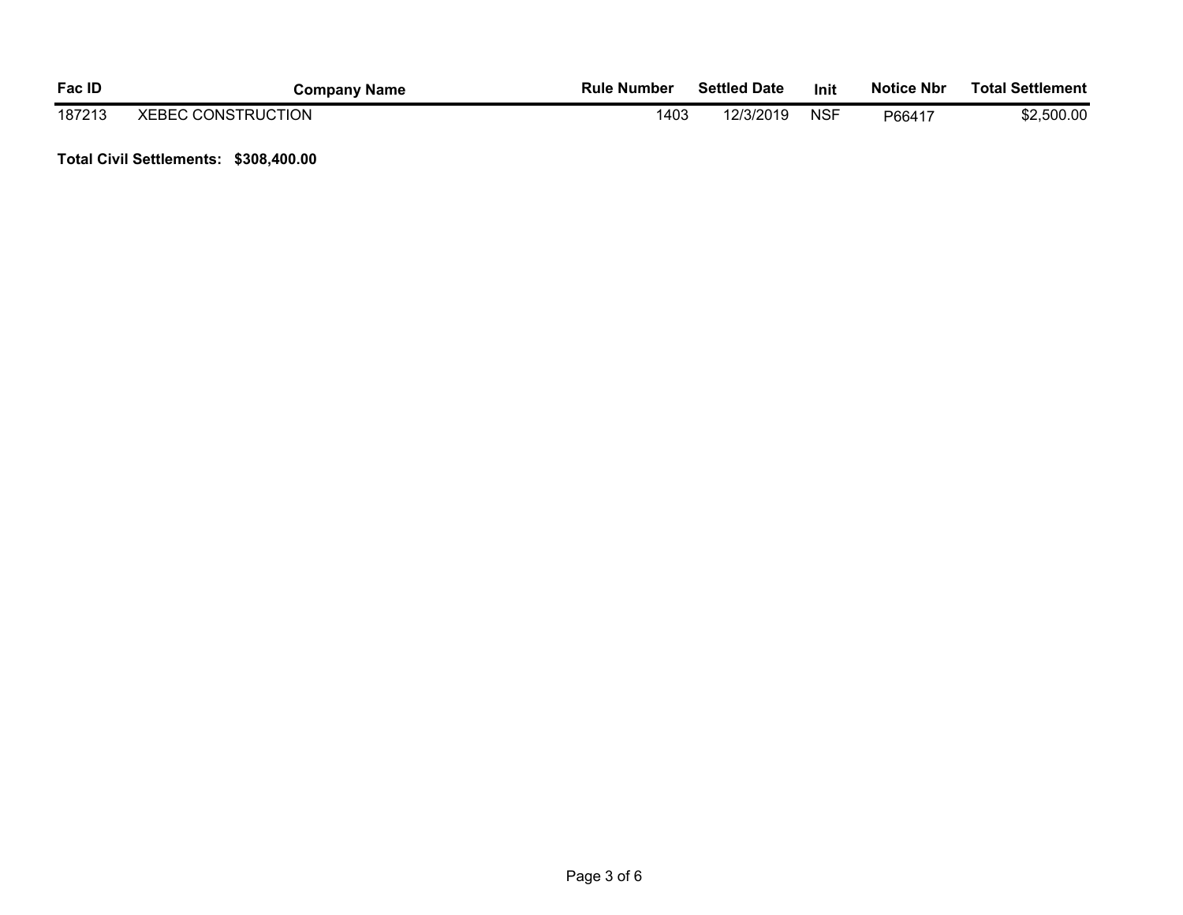| Fac ID | Company Name | Rule Number | Settled Date | Init | Notice Nbr | Total Settlement |
|---|---|---|---|---|---|---|
| 187213 | XEBEC CONSTRUCTION | 1403 | 12/3/2019 | NSF | P66417 | $2,500.00 |

**Total Civil Settlements: $308,400.00**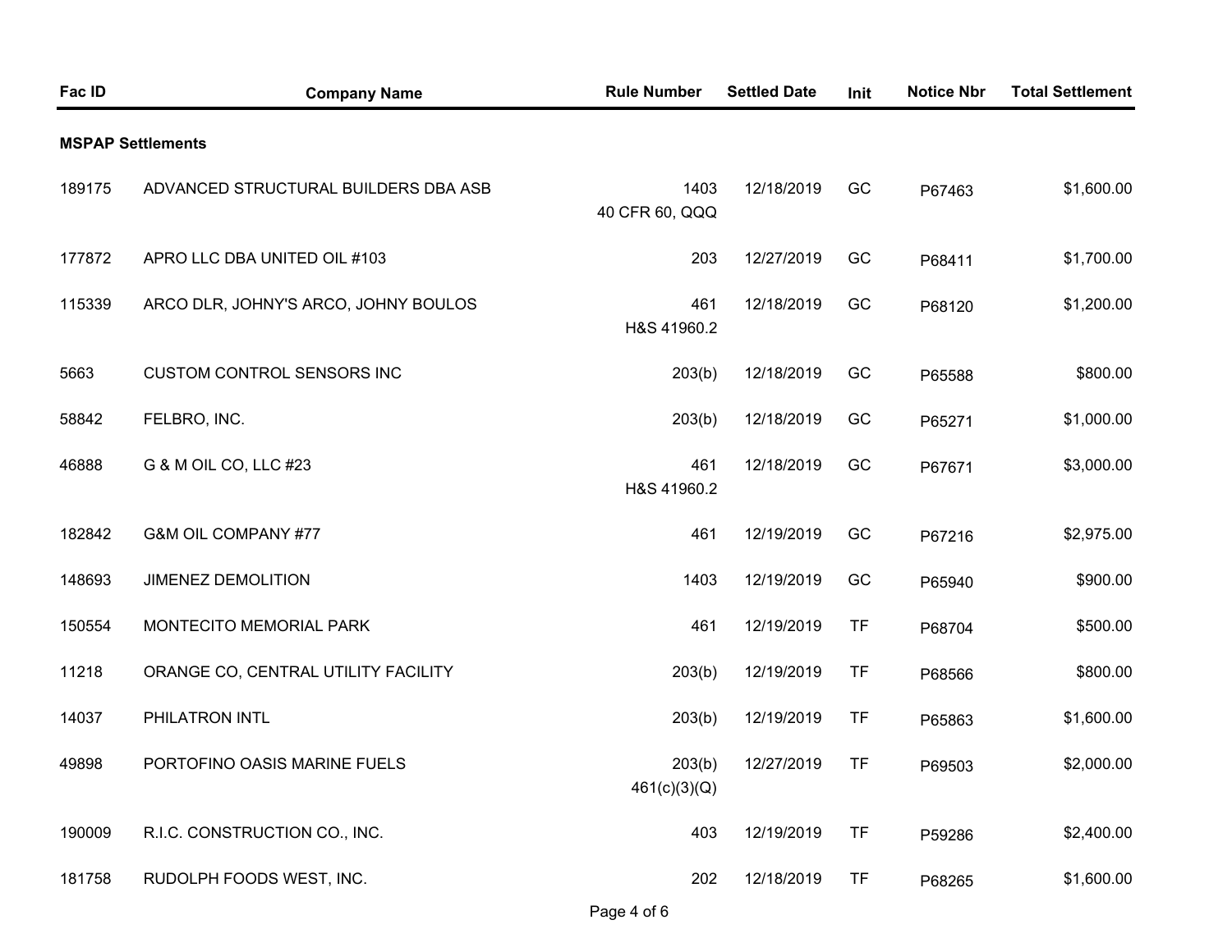| Fac ID | Company Name | Rule Number | Settled Date | Init | Notice Nbr | Total Settlement |
|---|---|---|---|---|---|---|
| **MSPAP Settlements** | | | | | | |
| 189175 | ADVANCED STRUCTURAL BUILDERS DBA ASB | 1403<br>40 CFR 60, QQQ | 12/18/2019 | GC | P67463 | $1,600.00 |
| 177872 | APRO LLC DBA UNITED OIL #103 | 203 | 12/27/2019 | GC | P68411 | $1,700.00 |
| 115339 | ARCO DLR, JOHNY'S ARCO, JOHNY BOULOS | 461<br>H&S 41960.2 | 12/18/2019 | GC | P68120 | $1,200.00 |
| 5663 | CUSTOM CONTROL SENSORS INC | 203(b) | 12/18/2019 | GC | P65588 | $800.00 |
| 58842 | FELBRO, INC. | 203(b) | 12/18/2019 | GC | P65271 | $1,000.00 |
| 46888 | G & M OIL CO, LLC #23 | 461<br>H&S 41960.2 | 12/18/2019 | GC | P67671 | $3,000.00 |
| 182842 | G&M OIL COMPANY #77 | 461 | 12/19/2019 | GC | P67216 | $2,975.00 |
| 148693 | JIMENEZ DEMOLITION | 1403 | 12/19/2019 | GC | P65940 | $900.00 |
| 150554 | MONTECITO MEMORIAL PARK | 461 | 12/19/2019 | TF | P68704 | $500.00 |
| 11218 | ORANGE CO, CENTRAL UTILITY FACILITY | 203(b) | 12/19/2019 | TF | P68566 | $800.00 |
| 14037 | PHILATRON INTL | 203(b) | 12/19/2019 | TF | P65863 | $1,600.00 |
| 49898 | PORTOFINO OASIS MARINE FUELS | 203(b)<br>461(c)(3)(Q) | 12/27/2019 | TF | P69503 | $2,000.00 |
| 190009 | R.I.C. CONSTRUCTION CO., INC. | 403 | 12/19/2019 | TF | P59286 | $2,400.00 |
| 181758 | RUDOLPH FOODS WEST, INC. | 202 | 12/18/2019 | TF | P68265 | $1,600.00 |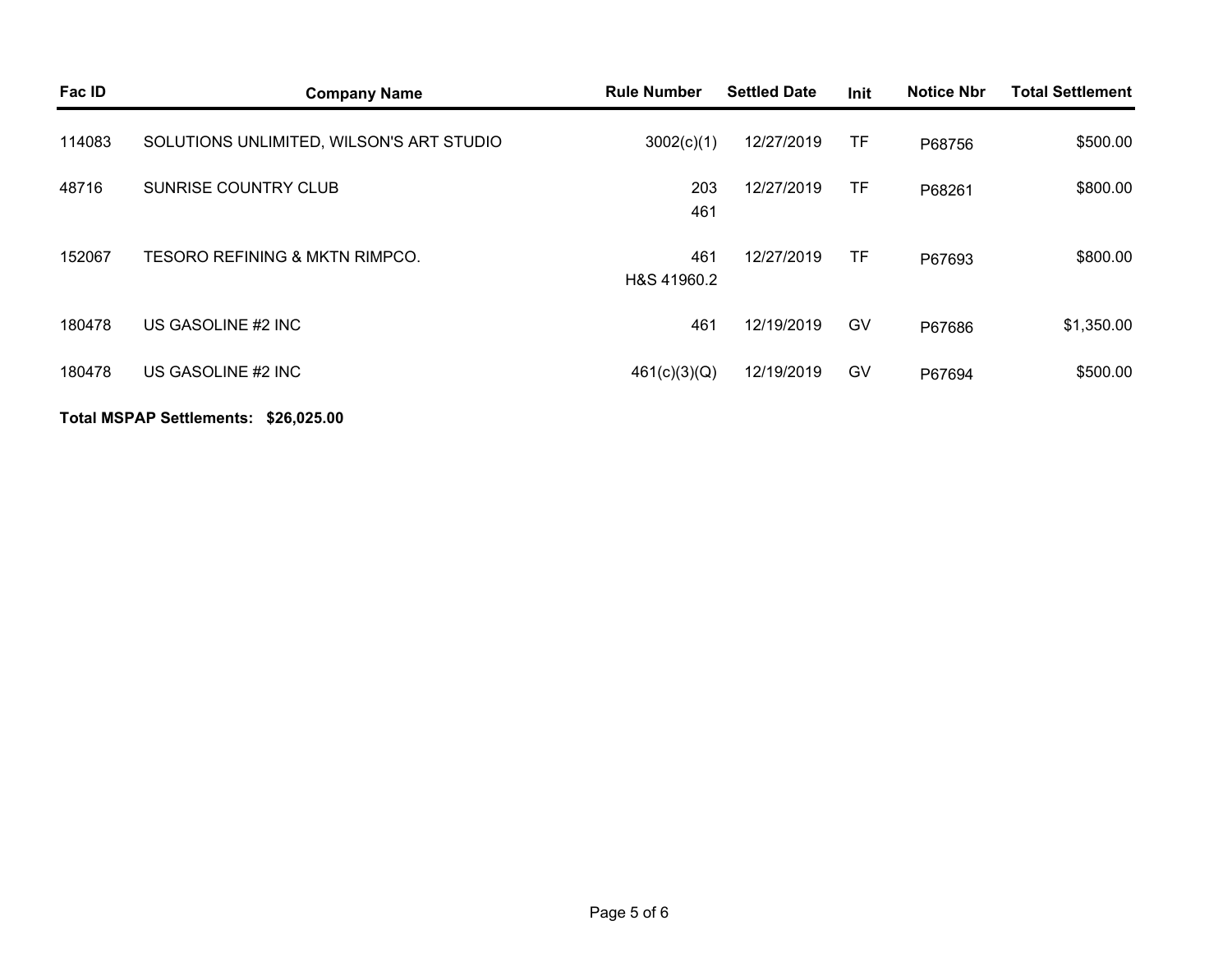| Fac ID | Company Name | Rule Number | Settled Date | Init | Notice Nbr | Total Settlement |
|---|---|---|---|---|---|---|
| 114083 | SOLUTIONS UNLIMITED, WILSON'S ART STUDIO | 3002(c)(1) | 12/27/2019 | TF | P68756 | $500.00 |
| 48716 | SUNRISE COUNTRY CLUB | 203<br>461 | 12/27/2019 | TF | P68261 | $800.00 |
| 152067 | TESORO REFINING & MKTN RIMPCO. | 461<br>H&S 41960.2 | 12/27/2019 | TF | P67693 | $800.00 |
| 180478 | US GASOLINE #2 INC | 461 | 12/19/2019 | GV | P67686 | $1,350.00 |
| 180478 | US GASOLINE #2 INC | 461(c)(3)(Q) | 12/19/2019 | GV | P67694 | $500.00 |

**Total MSPAP Settlements: $26,025.00**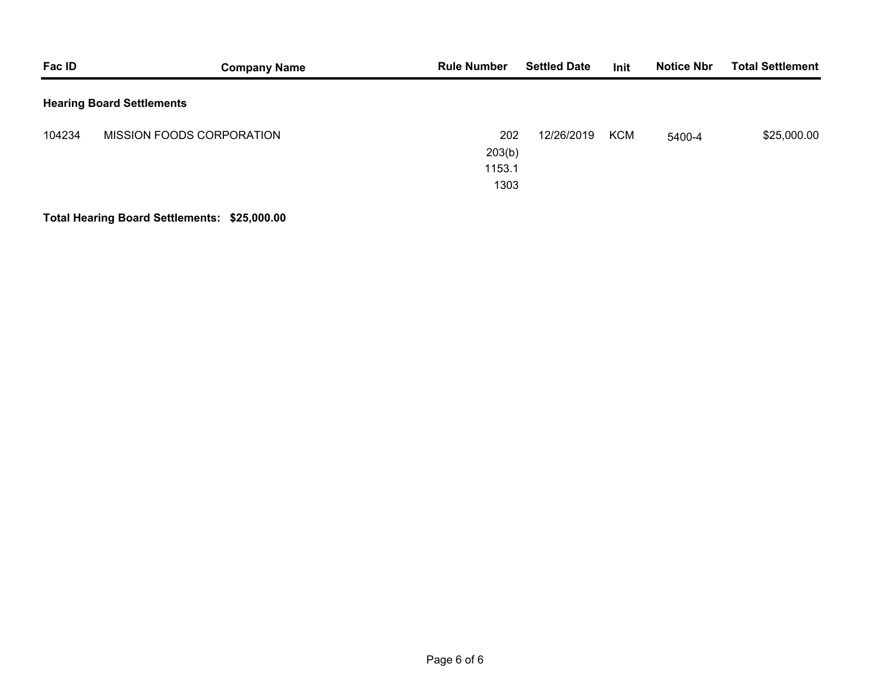| Fac ID | Company Name | Rule Number | Settled Date | Init | Notice Nbr | Total Settlement |
|---|---|---|---|---|---|---|
| **Hearing Board Settlements** | | | | | | |
| 104234 | MISSION FOODS CORPORATION | 202<br>203(b)<br>1153.1<br>1303 | 12/26/2019 | KCM | 5400-4 | $25,000.00 |

**Total Hearing Board Settlements: $25,000.00**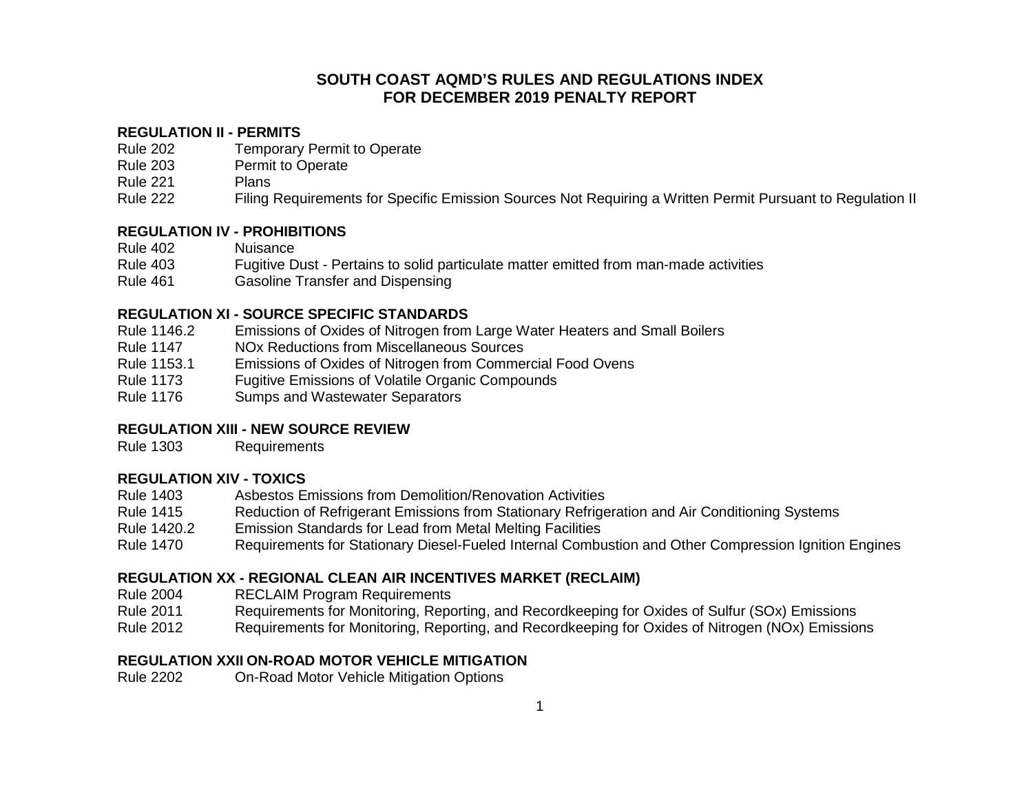# SOUTH COAST AQMD'S RULES AND REGULATIONS INDEX
# FOR DECEMBER 2019 PENALTY REPORT

### REGULATION II - PERMITS

| | |
|---|---|
| Rule 202 | Temporary Permit to Operate |
| Rule 203 | Permit to Operate |
| Rule 221 | Plans |
| Rule 222 | Filing Requirements for Specific Emission Sources Not Requiring a Written Permit Pursuant to Regulation II |

### REGULATION IV - PROHIBITIONS

| | |
|---|---|
| Rule 402 | Nuisance |
| Rule 403 | Fugitive Dust - Pertains to solid particulate matter emitted from man-made activities |
| Rule 461 | Gasoline Transfer and Dispensing |

### REGULATION XI - SOURCE SPECIFIC STANDARDS

| | |
|---|---|
| Rule 1146.2 | Emissions of Oxides of Nitrogen from Large Water Heaters and Small Boilers |
| Rule 1147 | NOx Reductions from Miscellaneous Sources |
| Rule 1153.1 | Emissions of Oxides of Nitrogen from Commercial Food Ovens |
| Rule 1173 | Fugitive Emissions of Volatile Organic Compounds |
| Rule 1176 | Sumps and Wastewater Separators |

### REGULATION XIII - NEW SOURCE REVIEW

| | |
|---|---|
| Rule 1303 | Requirements |

### REGULATION XIV - TOXICS

| | |
|---|---|
| Rule 1403 | Asbestos Emissions from Demolition/Renovation Activities |
| Rule 1415 | Reduction of Refrigerant Emissions from Stationary Refrigeration and Air Conditioning Systems |
| Rule 1420.2 | Emission Standards for Lead from Metal Melting Facilities |
| Rule 1470 | Requirements for Stationary Diesel-Fueled Internal Combustion and Other Compression Ignition Engines |

### REGULATION XX - REGIONAL CLEAN AIR INCENTIVES MARKET (RECLAIM)

| | |
|---|---|
| Rule 2004 | RECLAIM Program Requirements |
| Rule 2011 | Requirements for Monitoring, Reporting, and Recordkeeping for Oxides of Sulfur (SOx) Emissions |
| Rule 2012 | Requirements for Monitoring, Reporting, and Recordkeeping for Oxides of Nitrogen (NOx) Emissions |

### REGULATION XXII ON-ROAD MOTOR VEHICLE MITIGATION

| | |
|---|---|
| Rule 2202 | On-Road Motor Vehicle Mitigation Options |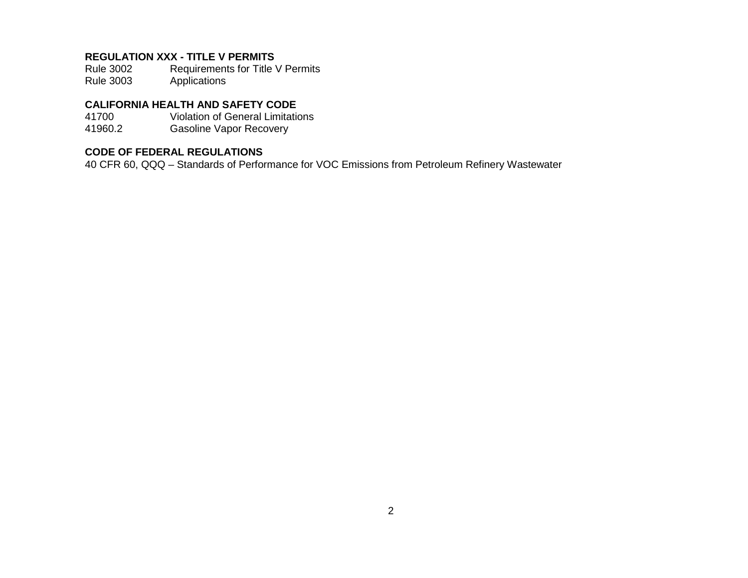**REGULATION XXX - TITLE V PERMITS**

Rule 3002 Requirements for Title V Permits
Rule 3003 Applications

**CALIFORNIA HEALTH AND SAFETY CODE**

41700 Violation of General Limitations
41960.2 Gasoline Vapor Recovery

**CODE OF FEDERAL REGULATIONS**

40 CFR 60, QQQ – Standards of Performance for VOC Emissions from Petroleum Refinery Wastewater